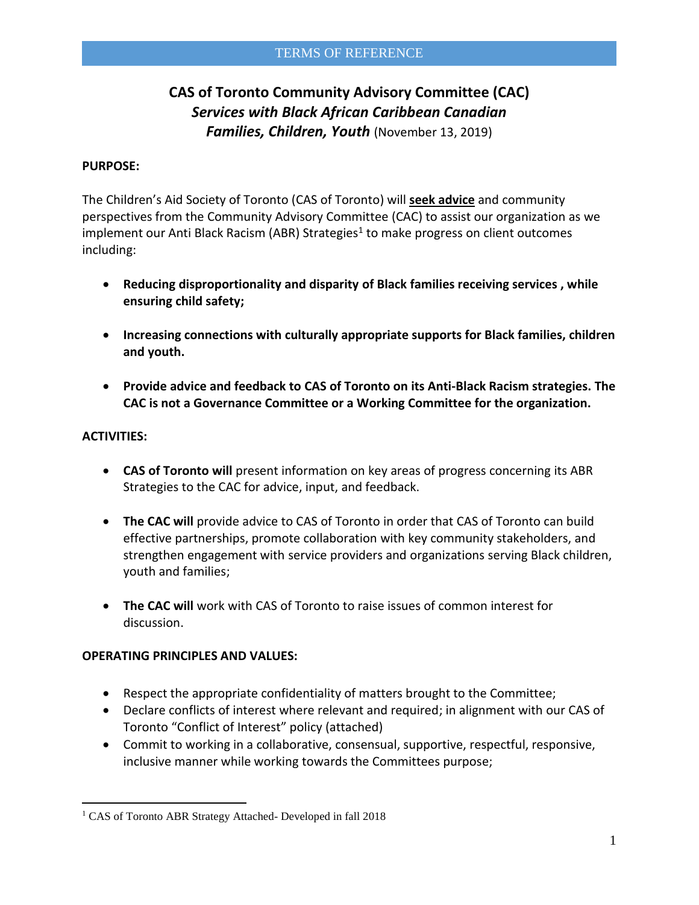TERMS OF REFERENCE

# CAS of Toronto Community Advisory Committee (CAC)
## *Services with Black African Caribbean Canadian Families, Children, Youth* (November 13, 2019)

**PURPOSE:**

The Children's Aid Society of Toronto (CAS of Toronto) will **seek advice** and community perspectives from the Community Advisory Committee (CAC) to assist our organization as we implement our Anti Black Racism (ABR) Strategies[1] to make progress on client outcomes including:

- **Reducing disproportionality and disparity of Black families receiving services , while ensuring child safety;**
- **Increasing connections with culturally appropriate supports for Black families, children and youth.**
- **Provide advice and feedback to CAS of Toronto on its Anti-Black Racism strategies. The CAC is not a Governance Committee or a Working Committee for the organization.**

**ACTIVITIES:**

- **CAS of Toronto will** present information on key areas of progress concerning its ABR Strategies to the CAC for advice, input, and feedback.
- **The CAC will** provide advice to CAS of Toronto in order that CAS of Toronto can build effective partnerships, promote collaboration with key community stakeholders, and strengthen engagement with service providers and organizations serving Black children, youth and families;
- **The CAC will** work with CAS of Toronto to raise issues of common interest for discussion.

**OPERATING PRINCIPLES AND VALUES:**

- Respect the appropriate confidentiality of matters brought to the Committee;
- Declare conflicts of interest where relevant and required; in alignment with our CAS of Toronto "Conflict of Interest" policy (attached)
- Commit to working in a collaborative, consensual, supportive, respectful, responsive, inclusive manner while working towards the Committees purpose;

[1] CAS of Toronto ABR Strategy Attached- Developed in fall 2018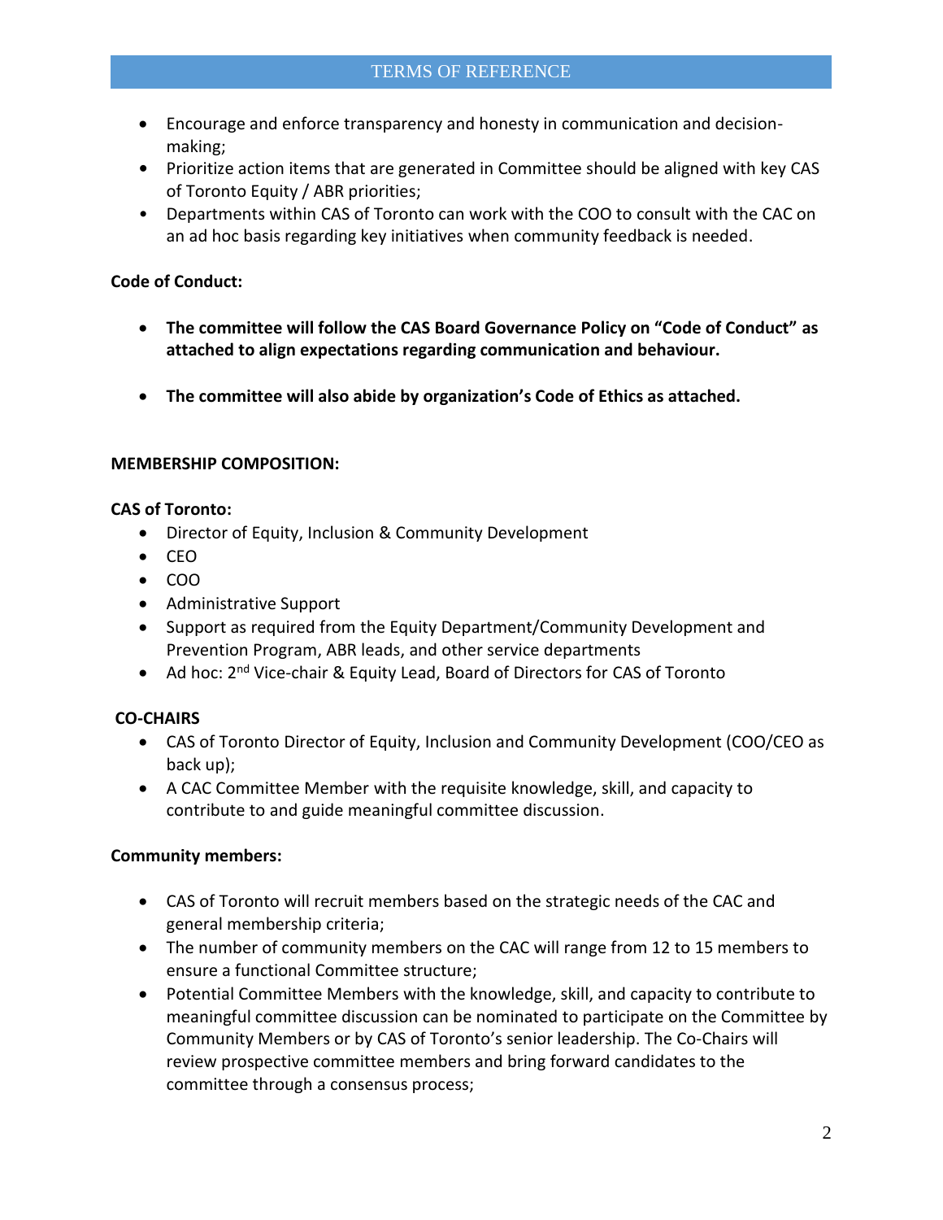- Encourage and enforce transparency and honesty in communication and decision-making;
- Prioritize action items that are generated in Committee should be aligned with key CAS of Toronto Equity / ABR priorities;
- Departments within CAS of Toronto can work with the COO to consult with the CAC on an ad hoc basis regarding key initiatives when community feedback is needed.

**Code of Conduct:**

- **The committee will follow the CAS Board Governance Policy on "Code of Conduct" as attached to align expectations regarding communication and behaviour.**
- **The committee will also abide by organization's Code of Ethics as attached.**

**MEMBERSHIP COMPOSITION:**

**CAS of Toronto:**

- Director of Equity, Inclusion & Community Development
- CEO
- COO
- Administrative Support
- Support as required from the Equity Department/Community Development and Prevention Program, ABR leads, and other service departments
- Ad hoc: 2nd Vice-chair & Equity Lead, Board of Directors for CAS of Toronto

**CO-CHAIRS**

- CAS of Toronto Director of Equity, Inclusion and Community Development (COO/CEO as back up);
- A CAC Committee Member with the requisite knowledge, skill, and capacity to contribute to and guide meaningful committee discussion.

**Community members:**

- CAS of Toronto will recruit members based on the strategic needs of the CAC and general membership criteria;
- The number of community members on the CAC will range from 12 to 15 members to ensure a functional Committee structure;
- Potential Committee Members with the knowledge, skill, and capacity to contribute to meaningful committee discussion can be nominated to participate on the Committee by Community Members or by CAS of Toronto's senior leadership. The Co-Chairs will review prospective committee members and bring forward candidates to the committee through a consensus process;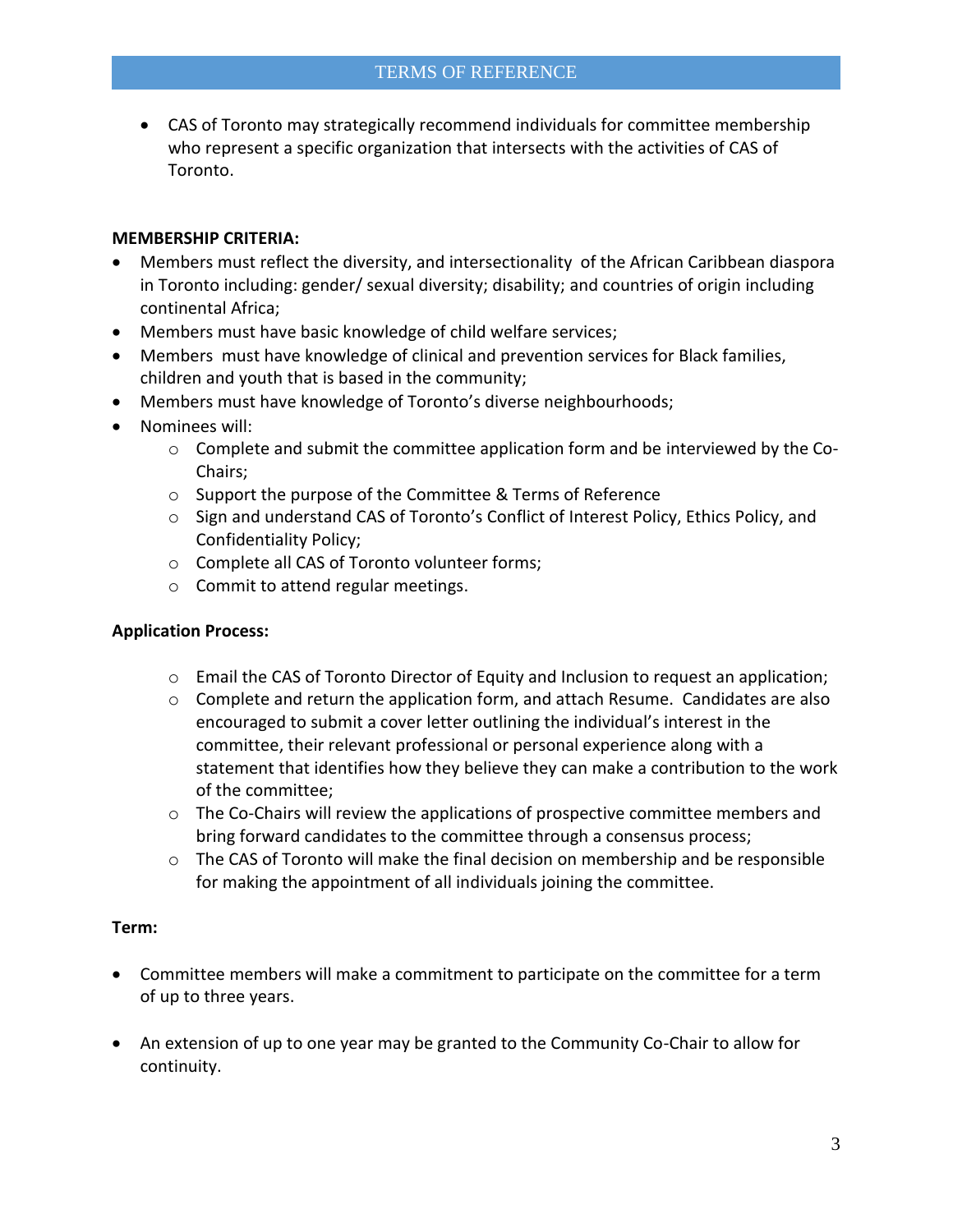- CAS of Toronto may strategically recommend individuals for committee membership who represent a specific organization that intersects with the activities of CAS of Toronto.

**MEMBERSHIP CRITERIA:**

- Members must reflect the diversity, and intersectionality of the African Caribbean diaspora in Toronto including: gender/ sexual diversity; disability; and countries of origin including continental Africa;
- Members must have basic knowledge of child welfare services;
- Members must have knowledge of clinical and prevention services for Black families, children and youth that is based in the community;
- Members must have knowledge of Toronto's diverse neighbourhoods;
- Nominees will:
  - Complete and submit the committee application form and be interviewed by the Co-Chairs;
  - Support the purpose of the Committee & Terms of Reference
  - Sign and understand CAS of Toronto's Conflict of Interest Policy, Ethics Policy, and Confidentiality Policy;
  - Complete all CAS of Toronto volunteer forms;
  - Commit to attend regular meetings.

**Application Process:**

- Email the CAS of Toronto Director of Equity and Inclusion to request an application;
- Complete and return the application form, and attach Resume. Candidates are also encouraged to submit a cover letter outlining the individual's interest in the committee, their relevant professional or personal experience along with a statement that identifies how they believe they can make a contribution to the work of the committee;
- The Co-Chairs will review the applications of prospective committee members and bring forward candidates to the committee through a consensus process;
- The CAS of Toronto will make the final decision on membership and be responsible for making the appointment of all individuals joining the committee.

**Term:**

- Committee members will make a commitment to participate on the committee for a term of up to three years.

- An extension of up to one year may be granted to the Community Co-Chair to allow for continuity.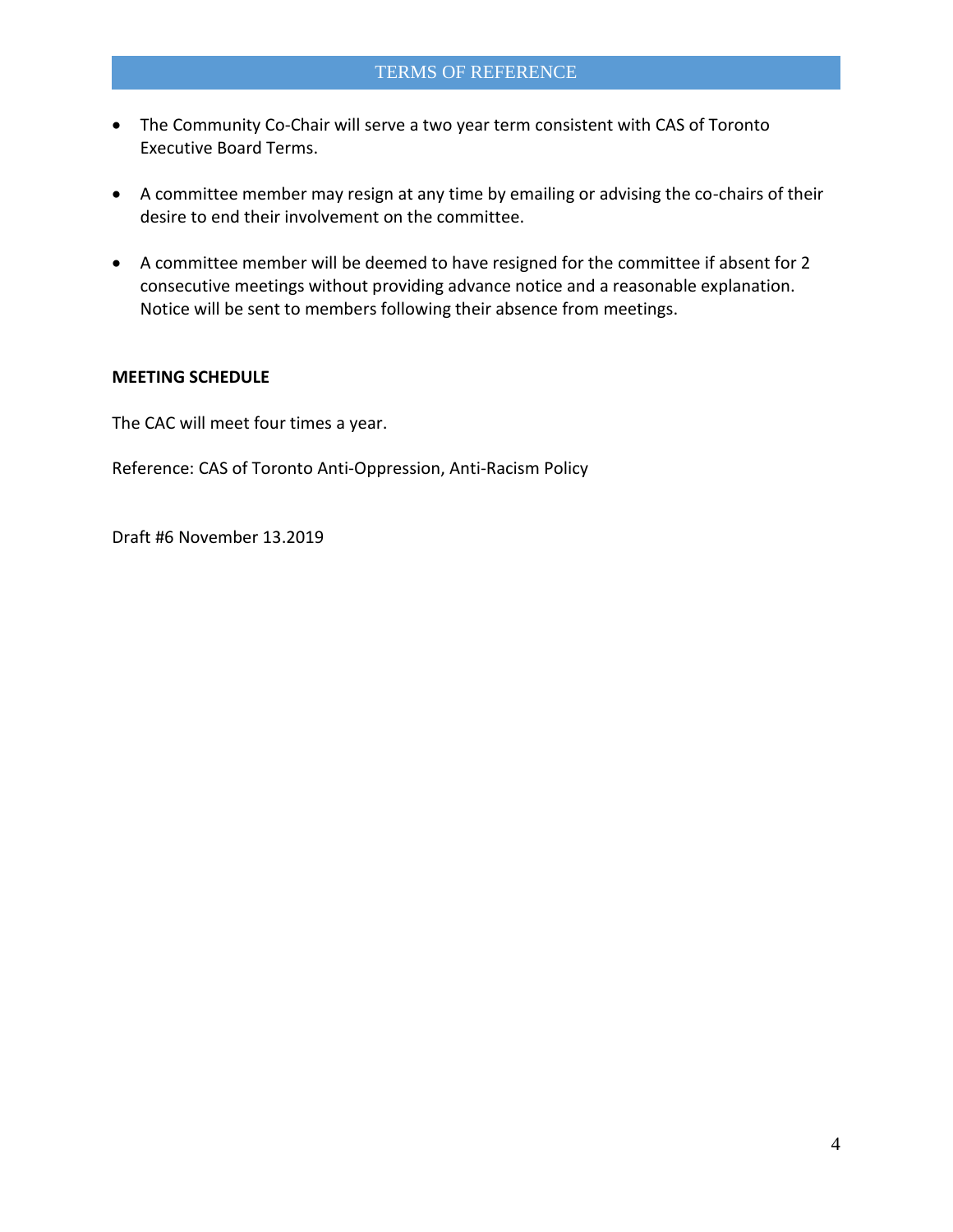- The Community Co-Chair will serve a two year term consistent with CAS of Toronto Executive Board Terms.

- A committee member may resign at any time by emailing or advising the co-chairs of their desire to end their involvement on the committee.

- A committee member will be deemed to have resigned for the committee if absent for 2 consecutive meetings without providing advance notice and a reasonable explanation. Notice will be sent to members following their absence from meetings.

**MEETING SCHEDULE**

The CAC will meet four times a year.

Reference: CAS of Toronto Anti-Oppression, Anti-Racism Policy

Draft #6 November 13.2019